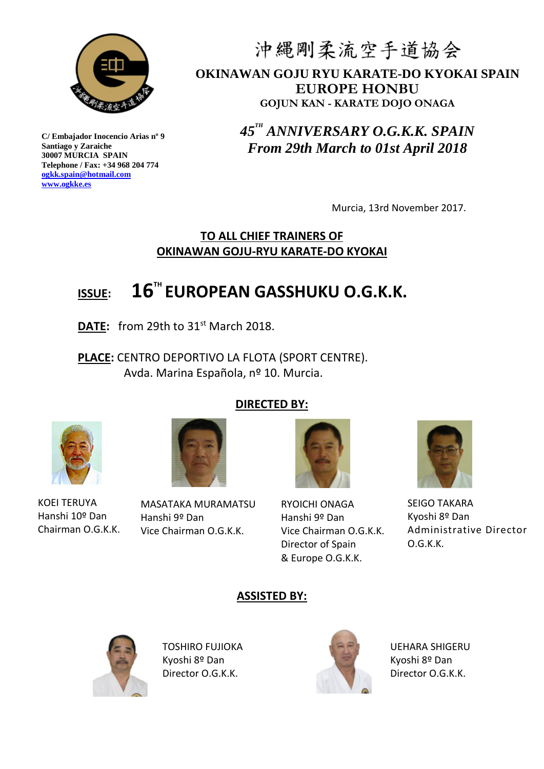# 沖縄剛柔流空手道協会

**OKINAWAN GOJU RYU KARATE-DO KYOKAI SPAIN**
**EUROPE HONBU**
**GOJUN KAN - KARATE DOJO ONAGA**

**C/ Embajador Inocencio Arias nº 9**
**Santiago y Zaraiche**
**30007 MURCIA SPAIN**
**Telephone / Fax: +34 968 204 774**
**ogkk.spain@hotmail.com**
**www.ogkke.es**

***45TH ANNIVERSARY O.G.K.K. SPAIN***
***From 29th March to 01st April 2018***

Murcia, 13rd November 2017.

**TO ALL CHIEF TRAINERS OF**
**OKINAWAN GOJU-RYU KARATE-DO KYOKAI**

**ISSUE: 16TH EUROPEAN GASSHUKU O.G.K.K.**

**DATE:** from 29th to 31st March 2018.

**PLACE:** CENTRO DEPORTIVO LA FLOTA (SPORT CENTRE).
Avda. Marina Española, nº 10. Murcia.

**DIRECTED BY:**

KOEI TERUYA
Hanshi 10º Dan
Chairman O.G.K.K.

MASATAKA MURAMATSU
Hanshi 9º Dan
Vice Chairman O.G.K.K.

RYOICHI ONAGA
Hanshi 9º Dan
Vice Chairman O.G.K.K.
Director of Spain
& Europe O.G.K.K.

SEIGO TAKARA
Kyoshi 8º Dan
Administrative Director
O.G.K.K.

**ASSISTED BY:**

TOSHIRO FUJIOKA
Kyoshi 8º Dan
Director O.G.K.K.

UEHARA SHIGERU
Kyoshi 8º Dan
Director O.G.K.K.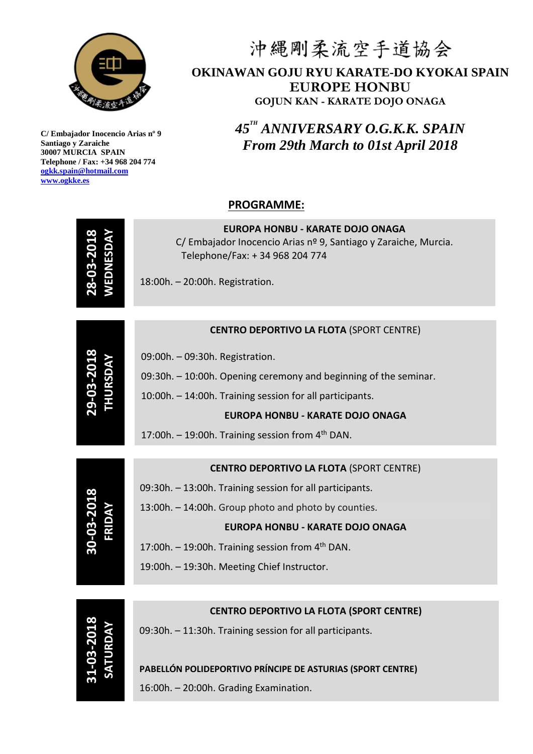# 沖縄剛柔流空手道協会

## OKINAWAN GOJU RYU KARATE-DO KYOKAI SPAIN EUROPE HONBU

**GOJUN KAN - KARATE DOJO ONAGA**

**C/ Embajador Inocencio Arias nº 9**
**Santiago y Zaraiche**
**30007 MURCIA SPAIN**
**Telephone / Fax: +34 968 204 774**
**ogkk.spain@hotmail.com**
**www.ogkke.es**

***45TH ANNIVERSARY O.G.K.K. SPAIN***
***From 29th March to 01st April 2018***

## PROGRAMME:

### 28-03-2018 WEDNESDAY

**EUROPA HONBU - KARATE DOJO ONAGA**
C/ Embajador Inocencio Arias nº 9, Santiago y Zaraiche, Murcia.
Telephone/Fax: + 34 968 204 774

18:00h. – 20:00h. Registration.

### 29-03-2018 THURSDAY

**CENTRO DEPORTIVO LA FLOTA** (SPORT CENTRE)

09:00h. – 09:30h. Registration.

09:30h. – 10:00h. Opening ceremony and beginning of the seminar.

10:00h. – 14:00h. Training session for all participants.

**EUROPA HONBU - KARATE DOJO ONAGA**

17:00h. – 19:00h. Training session from 4th DAN.

### 30-03-2018 FRIDAY

**CENTRO DEPORTIVO LA FLOTA** (SPORT CENTRE)

09:30h. – 13:00h. Training session for all participants.

13:00h. – 14:00h. Group photo and photo by counties.

**EUROPA HONBU - KARATE DOJO ONAGA**

17:00h. – 19:00h. Training session from 4th DAN.

19:00h. – 19:30h. Meeting Chief Instructor.

### 31-03-2018 SATURDAY

**CENTRO DEPORTIVO LA FLOTA (SPORT CENTRE)**

09:30h. – 11:30h. Training session for all participants.

**PABELLÓN POLIDEPORTIVO PRÍNCIPE DE ASTURIAS (SPORT CENTRE)**

16:00h. – 20:00h. Grading Examination.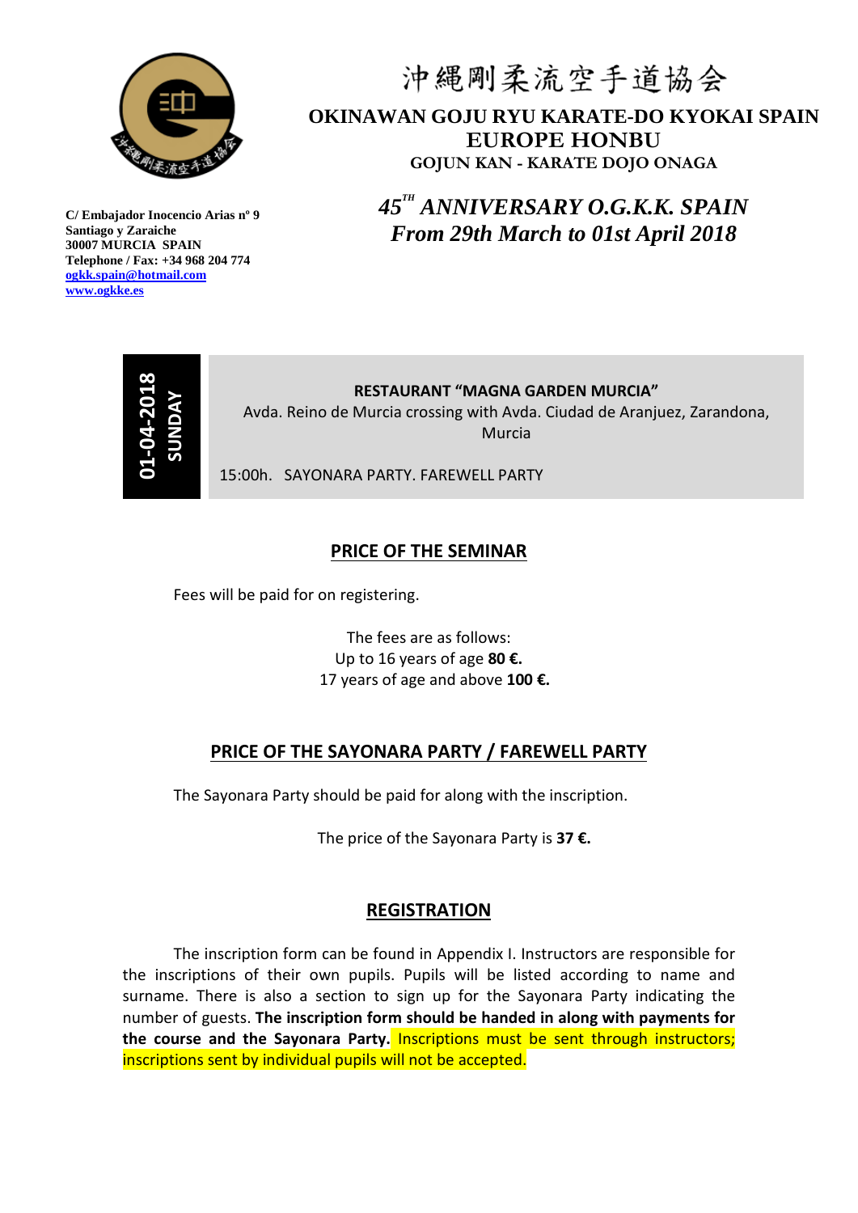沖縄剛柔流空手道協会

**OKINAWAN GOJU RYU KARATE-DO KYOKAI SPAIN**
**EUROPE HONBU**
**GOJUN KAN - KARATE DOJO ONAGA**

**C/ Embajador Inocencio Arias nº 9**
**Santiago y Zaraiche**
**30007 MURCIA SPAIN**
**Telephone / Fax: +34 968 204 774**
**ogkk.spain@hotmail.com**
**www.ogkke.es**

***45TH ANNIVERSARY O.G.K.K. SPAIN***
***From 29th March to 01st April 2018***

| **01-04-2018 SUNDAY** | **RESTAURANT "MAGNA GARDEN MURCIA"** Avda. Reino de Murcia crossing with Avda. Ciudad de Aranjuez, Zarandona, Murcia<br><br>15:00h. SAYONARA PARTY. FAREWELL PARTY |
|---|---|

## PRICE OF THE SEMINAR

Fees will be paid for on registering.

The fees are as follows:
Up to 16 years of age **80 €.**
17 years of age and above **100 €.**

## PRICE OF THE SAYONARA PARTY / FAREWELL PARTY

The Sayonara Party should be paid for along with the inscription.

The price of the Sayonara Party is **37 €.**

## REGISTRATION

The inscription form can be found in Appendix I. Instructors are responsible for the inscriptions of their own pupils. Pupils will be listed according to name and surname. There is also a section to sign up for the Sayonara Party indicating the number of guests. **The inscription form should be handed in along with payments for the course and the Sayonara Party.** Inscriptions must be sent through instructors; inscriptions sent by individual pupils will not be accepted.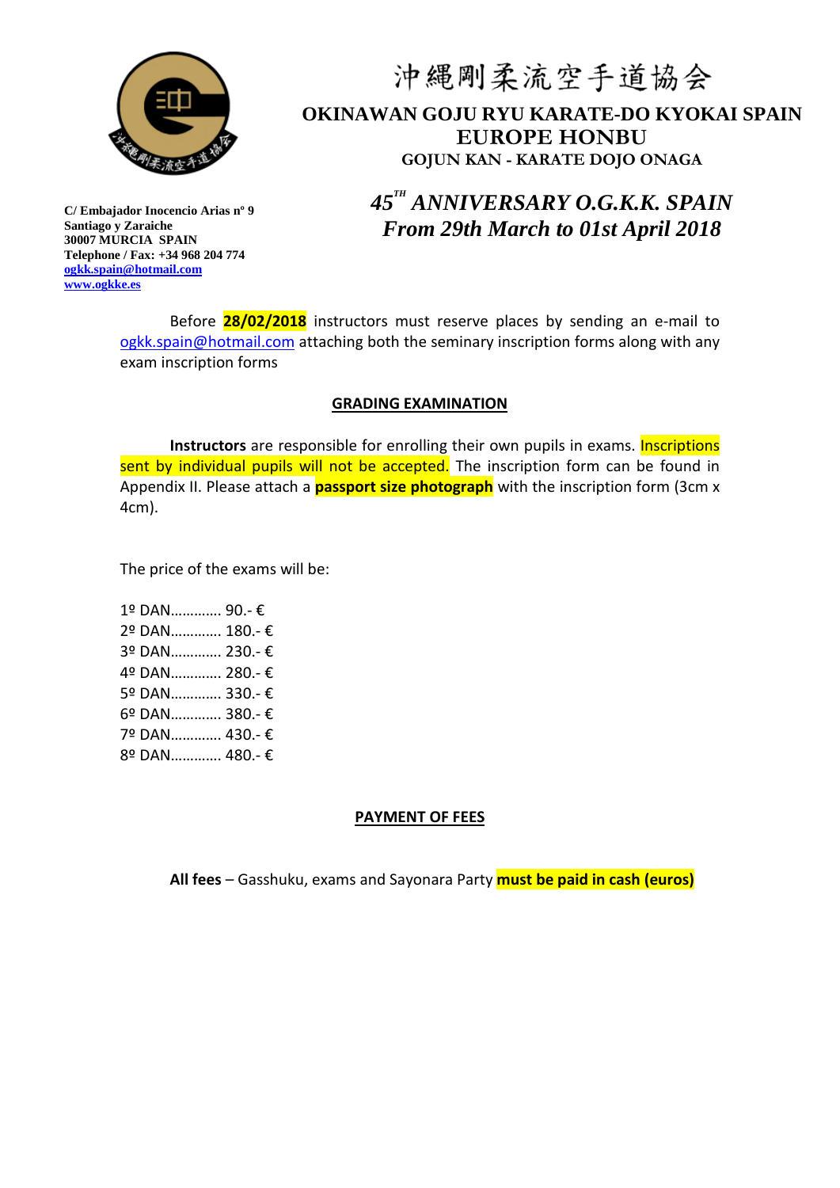沖縄剛柔流空手道協会

**OKINAWAN GOJU RYU KARATE-DO KYOKAI SPAIN**
**EUROPE HONBU**
**GOJUN KAN - KARATE DOJO ONAGA**

**C/ Embajador Inocencio Arias nº 9**
**Santiago y Zaraiche**
**30007 MURCIA SPAIN**
**Telephone / Fax: +34 968 204 774**
**ogkk.spain@hotmail.com**
**www.ogkke.es**

## *45TH ANNIVERSARY O.G.K.K. SPAIN*
## *From 29th March to 01st April 2018*

Before **28/02/2018** instructors must reserve places by sending an e-mail to ogkk.spain@hotmail.com attaching both the seminary inscription forms along with any exam inscription forms

## GRADING EXAMINATION

**Instructors** are responsible for enrolling their own pupils in exams. Inscriptions sent by individual pupils will not be accepted. The inscription form can be found in Appendix II. Please attach a **passport size photograph** with the inscription form (3cm x 4cm).

The price of the exams will be:

1º DAN............ 90.- €
2º DAN............ 180.- €
3º DAN............ 230.- €
4º DAN............ 280.- €
5º DAN............ 330.- €
6º DAN............ 380.- €
7º DAN............ 430.- €
8º DAN............ 480.- €

## PAYMENT OF FEES

**All fees** – Gasshuku, exams and Sayonara Party **must be paid in cash (euros)**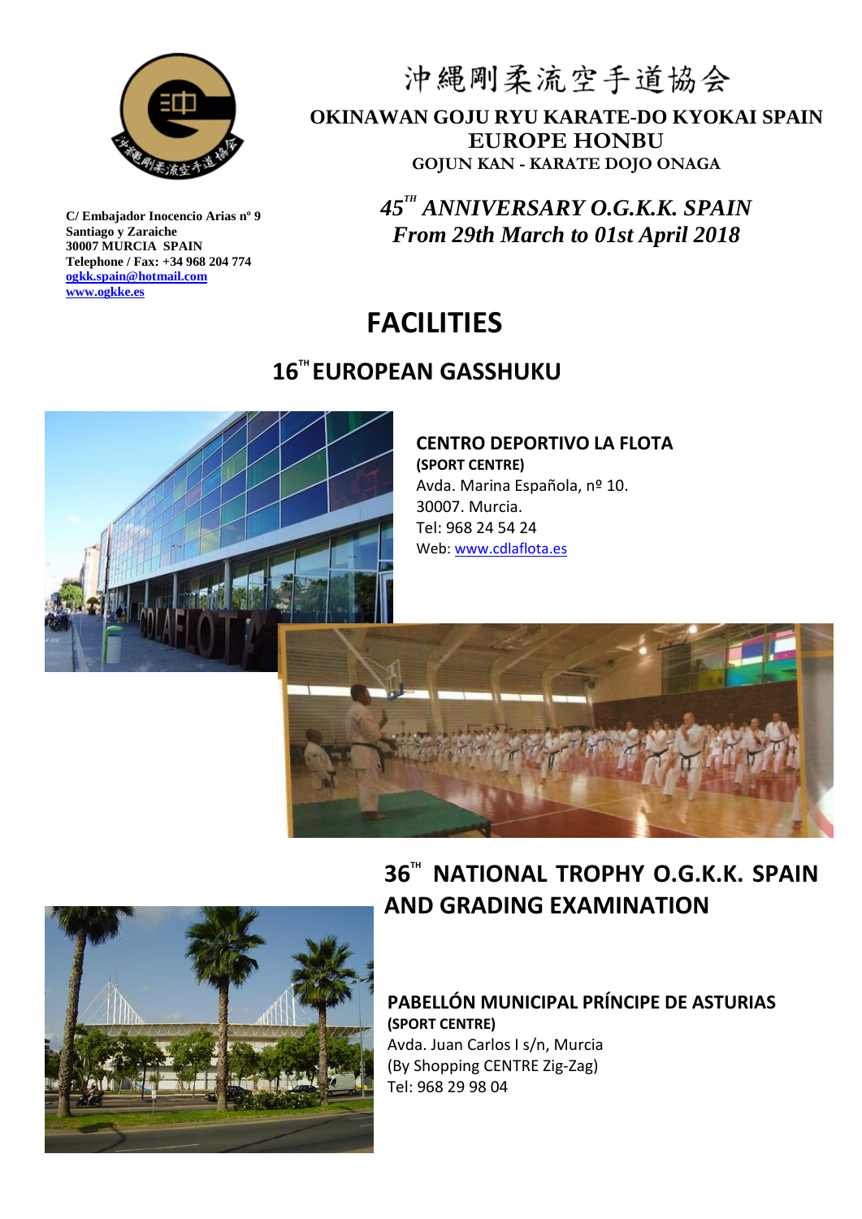沖縄剛柔流空手道協会

**OKINAWAN GOJU RYU KARATE-DO KYOKAI SPAIN**
**EUROPE HONBU**
**GOJUN KAN - KARATE DOJO ONAGA**

**C/ Embajador Inocencio Arias nº 9**
**Santiago y Zaraiche**
**30007 MURCIA SPAIN**
**Telephone / Fax: +34 968 204 774**
**ogkk.spain@hotmail.com**
**www.ogkke.es**

***45TH ANNIVERSARY O.G.K.K. SPAIN***
***From 29th March to 01st April 2018***

# FACILITIES

## 16TH EUROPEAN GASSHUKU

**CENTRO DEPORTIVO LA FLOTA**
**(SPORT CENTRE)**
Avda. Marina Española, nº 10.
30007. Murcia.
Tel: 968 24 54 24
Web: www.cdlaflota.es

## 36TH NATIONAL TROPHY O.G.K.K. SPAIN AND GRADING EXAMINATION

**PABELLÓN MUNICIPAL PRÍNCIPE DE ASTURIAS**
**(SPORT CENTRE)**
Avda. Juan Carlos I s/n, Murcia
(By Shopping CENTRE Zig-Zag)
Tel: 968 29 98 04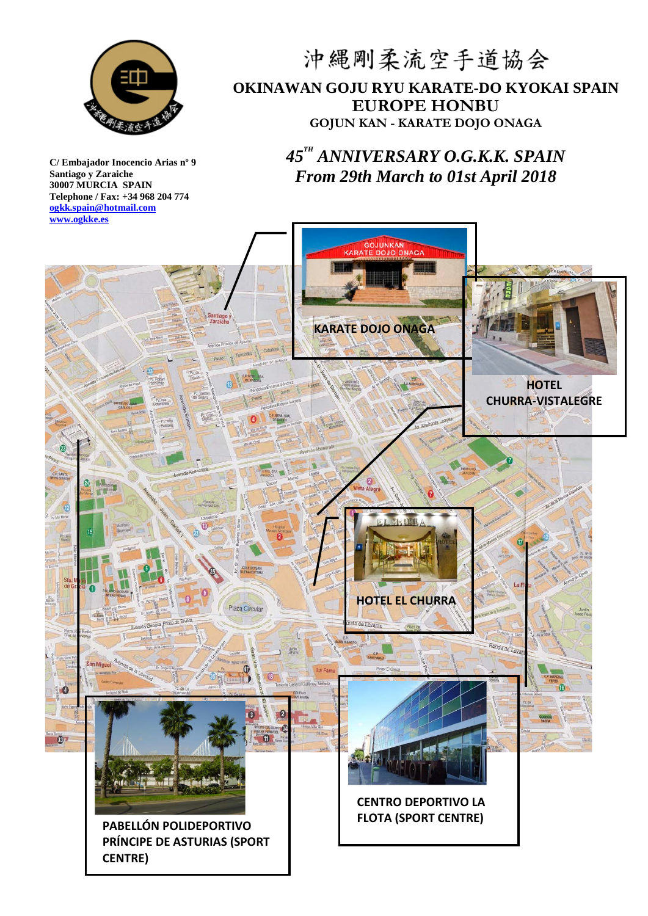沖縄剛柔流空手道協会

# OKINAWAN GOJU RYU KARATE-DO KYOKAI SPAIN
## EUROPE HONBU
### GOJUN KAN - KARATE DOJO ONAGA

**C/ Embajador Inocencio Arias nº 9**
**Santiago y Zaraiche**
**30007 MURCIA SPAIN**
**Telephone / Fax: +34 968 204 774**
**[ogkk.spain@hotmail.com](mailto:ogkk.spain@hotmail.com)**
**[www.ogkke.es](http://www.ogkke.es)**

## *45[TH] ANNIVERSARY O.G.K.K. SPAIN*
## *From 29th March to 01st April 2018*

**KARATE DOJO ONAGA**

**HOTEL CHURRA-VISTALEGRE**

**HOTEL EL CHURRA**

**PABELLÓN POLIDEPORTIVO PRÍNCIPE DE ASTURIAS (SPORT CENTRE)**

**CENTRO DEPORTIVO LA FLOTA (SPORT CENTRE)**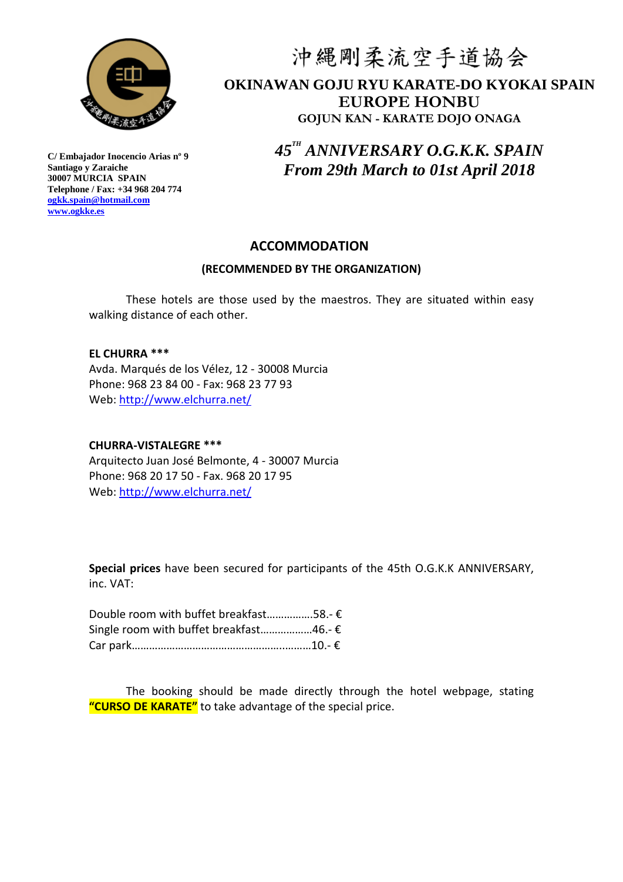沖縄剛柔流空手道協会

**OKINAWAN GOJU RYU KARATE-DO KYOKAI SPAIN**
**EUROPE HONBU**
**GOJUN KAN - KARATE DOJO ONAGA**

**C/ Embajador Inocencio Arias nº 9**
**Santiago y Zaraiche**
**30007 MURCIA SPAIN**
**Telephone / Fax: +34 968 204 774**
**ogkk.spain@hotmail.com**
**www.ogkke.es**

***45TH ANNIVERSARY O.G.K.K. SPAIN***
***From 29th March to 01st April 2018***

## ACCOMMODATION

### (RECOMMENDED BY THE ORGANIZATION)

These hotels are those used by the maestros. They are situated within easy walking distance of each other.

**EL CHURRA \*\*\***
Avda. Marqués de los Vélez, 12 - 30008 Murcia
Phone: 968 23 84 00 - Fax: 968 23 77 93
Web: http://www.elchurra.net/

**CHURRA-VISTALEGRE \*\*\***
Arquitecto Juan José Belmonte, 4 - 30007 Murcia
Phone: 968 20 17 50 - Fax. 968 20 17 95
Web: http://www.elchurra.net/

**Special prices** have been secured for participants of the 45th O.G.K.K ANNIVERSARY, inc. VAT:

Double room with buffet breakfast…………….58.- €
Single room with buffet breakfast………………46.- €
Car park……………………………………………………10.- €

The booking should be made directly through the hotel webpage, stating **"CURSO DE KARATE"** to take advantage of the special price.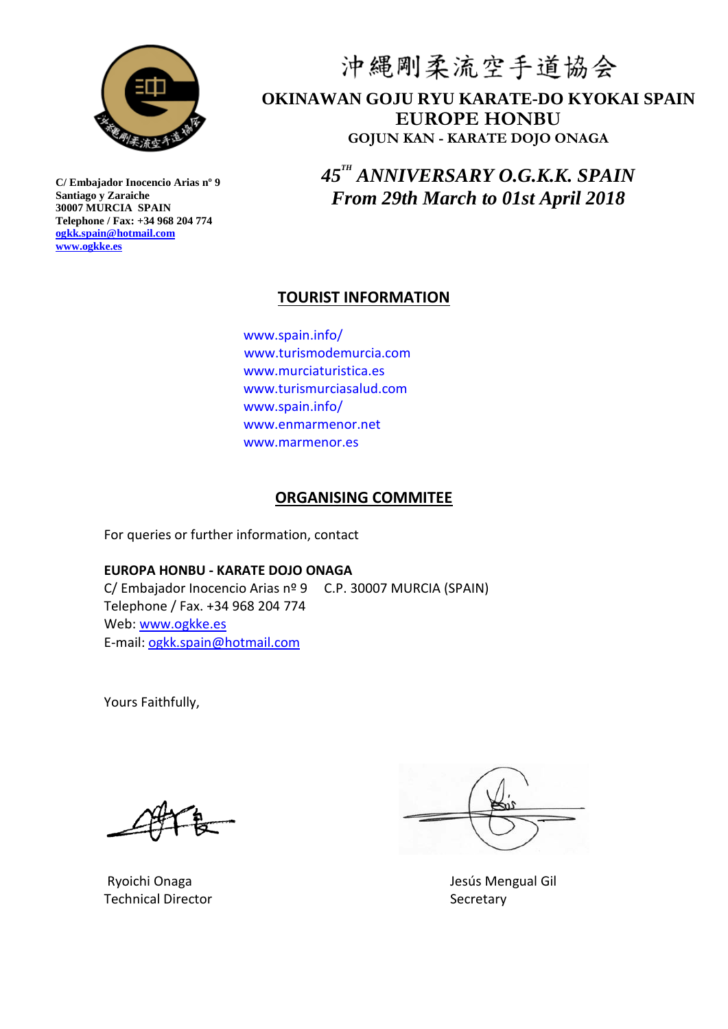沖縄剛柔流空手道協会

**OKINAWAN GOJU RYU KARATE-DO KYOKAI SPAIN**
**EUROPE HONBU**
**GOJUN KAN - KARATE DOJO ONAGA**

**C/ Embajador Inocencio Arias nº 9**
**Santiago y Zaraiche**
**30007 MURCIA SPAIN**
**Telephone / Fax: +34 968 204 774**
**ogkk.spain@hotmail.com**
**www.ogkke.es**

***45TH ANNIVERSARY O.G.K.K. SPAIN***
***From 29th March to 01st April 2018***

## TOURIST INFORMATION

www.spain.info/
www.turismodemurcia.com
www.murciaturistica.es
www.turismurciasalud.com
www.spain.info/
www.enmarmenor.net
www.marmenor.es

## ORGANISING COMMITEE

For queries or further information, contact

**EUROPA HONBU - KARATE DOJO ONAGA**
C/ Embajador Inocencio Arias nº 9 C.P. 30007 MURCIA (SPAIN)
Telephone / Fax. +34 968 204 774
Web: www.ogkke.es
E-mail: ogkk.spain@hotmail.com

Yours Faithfully,

Ryoichi Onaga
Technical Director

Jesús Mengual Gil
Secretary